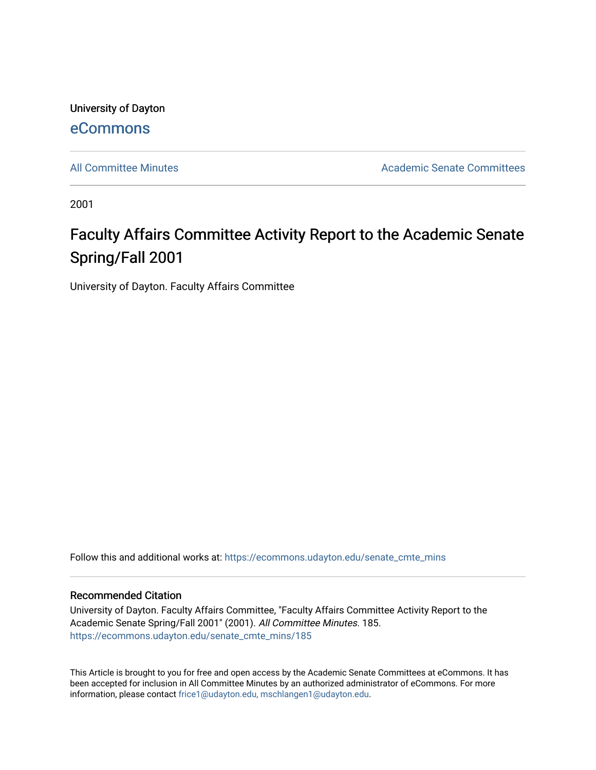University of Dayton

eCommons

All Committee Minutes | Academic Senate Committees

2001

# Faculty Affairs Committee Activity Report to the Academic Senate Spring/Fall 2001

University of Dayton. Faculty Affairs Committee

Follow this and additional works at: https://ecommons.udayton.edu/senate_cmte_mins

## Recommended Citation

University of Dayton. Faculty Affairs Committee, "Faculty Affairs Committee Activity Report to the Academic Senate Spring/Fall 2001" (2001). *All Committee Minutes*. 185.
https://ecommons.udayton.edu/senate_cmte_mins/185

This Article is brought to you for free and open access by the Academic Senate Committees at eCommons. It has been accepted for inclusion in All Committee Minutes by an authorized administrator of eCommons. For more information, please contact frice1@udayton.edu, mschlangen1@udayton.edu.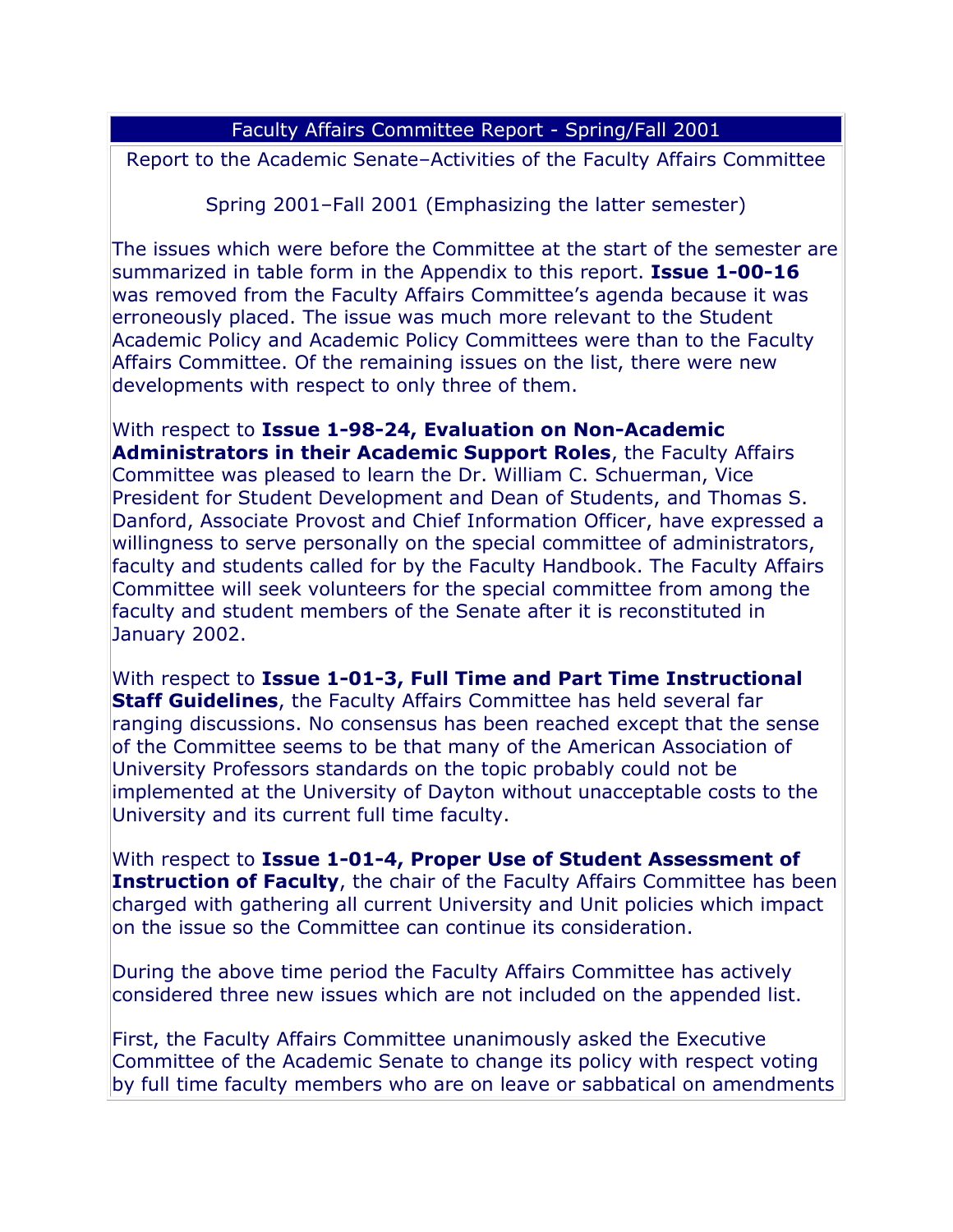## Faculty Affairs Committee Report - Spring/Fall 2001

Report to the Academic Senate–Activities of the Faculty Affairs Committee

Spring 2001–Fall 2001 (Emphasizing the latter semester)

The issues which were before the Committee at the start of the semester are summarized in table form in the Appendix to this report. **Issue 1-00-16** was removed from the Faculty Affairs Committee's agenda because it was erroneously placed. The issue was much more relevant to the Student Academic Policy and Academic Policy Committees were than to the Faculty Affairs Committee. Of the remaining issues on the list, there were new developments with respect to only three of them.

With respect to **Issue 1-98-24, Evaluation on Non-Academic Administrators in their Academic Support Roles**, the Faculty Affairs Committee was pleased to learn the Dr. William C. Schuerman, Vice President for Student Development and Dean of Students, and Thomas S. Danford, Associate Provost and Chief Information Officer, have expressed a willingness to serve personally on the special committee of administrators, faculty and students called for by the Faculty Handbook. The Faculty Affairs Committee will seek volunteers for the special committee from among the faculty and student members of the Senate after it is reconstituted in January 2002.

With respect to **Issue 1-01-3, Full Time and Part Time Instructional Staff Guidelines**, the Faculty Affairs Committee has held several far ranging discussions. No consensus has been reached except that the sense of the Committee seems to be that many of the American Association of University Professors standards on the topic probably could not be implemented at the University of Dayton without unacceptable costs to the University and its current full time faculty.

With respect to **Issue 1-01-4, Proper Use of Student Assessment of Instruction of Faculty**, the chair of the Faculty Affairs Committee has been charged with gathering all current University and Unit policies which impact on the issue so the Committee can continue its consideration.

During the above time period the Faculty Affairs Committee has actively considered three new issues which are not included on the appended list.

First, the Faculty Affairs Committee unanimously asked the Executive Committee of the Academic Senate to change its policy with respect voting by full time faculty members who are on leave or sabbatical on amendments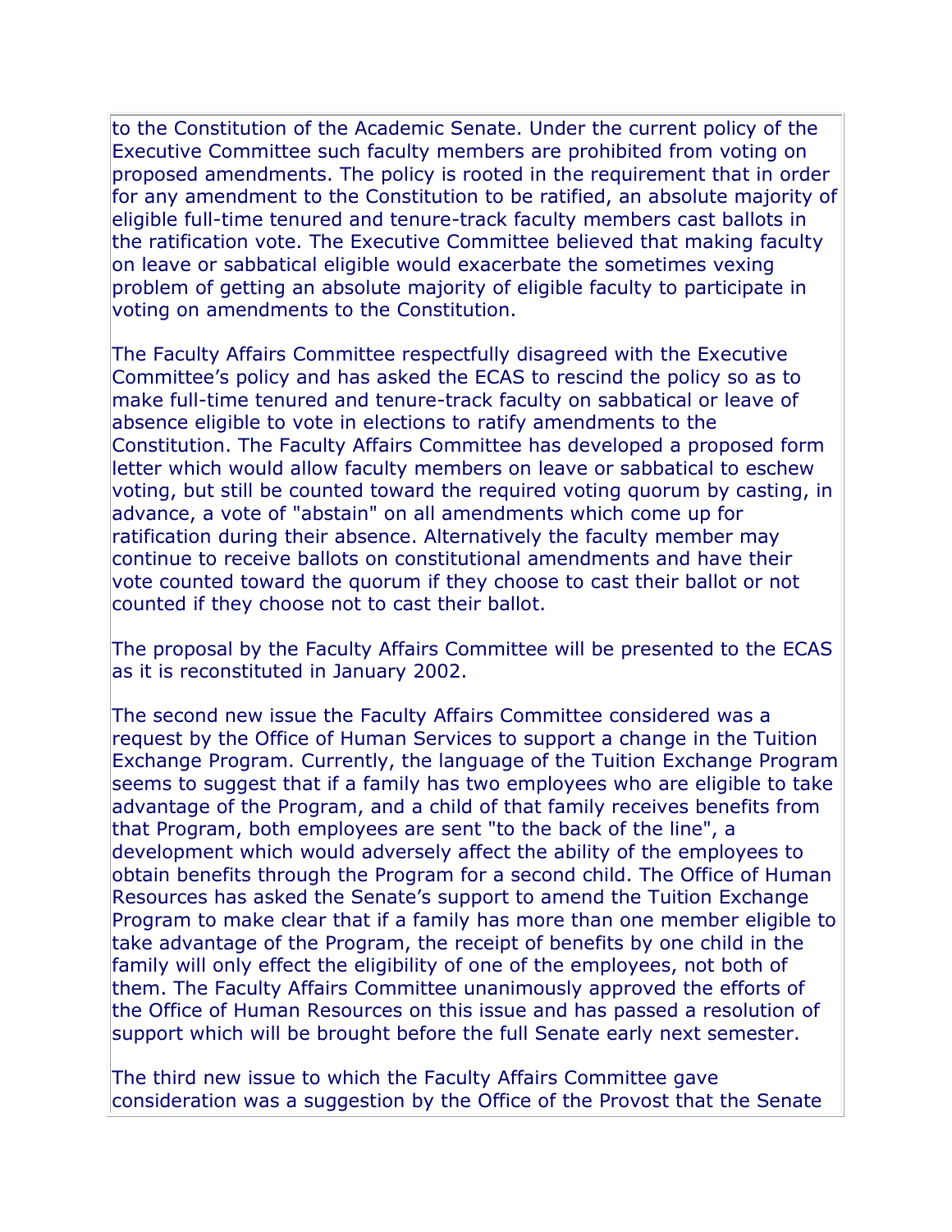to the Constitution of the Academic Senate. Under the current policy of the Executive Committee such faculty members are prohibited from voting on proposed amendments. The policy is rooted in the requirement that in order for any amendment to the Constitution to be ratified, an absolute majority of eligible full-time tenured and tenure-track faculty members cast ballots in the ratification vote. The Executive Committee believed that making faculty on leave or sabbatical eligible would exacerbate the sometimes vexing problem of getting an absolute majority of eligible faculty to participate in voting on amendments to the Constitution.

The Faculty Affairs Committee respectfully disagreed with the Executive Committee's policy and has asked the ECAS to rescind the policy so as to make full-time tenured and tenure-track faculty on sabbatical or leave of absence eligible to vote in elections to ratify amendments to the Constitution. The Faculty Affairs Committee has developed a proposed form letter which would allow faculty members on leave or sabbatical to eschew voting, but still be counted toward the required voting quorum by casting, in advance, a vote of "abstain" on all amendments which come up for ratification during their absence. Alternatively the faculty member may continue to receive ballots on constitutional amendments and have their vote counted toward the quorum if they choose to cast their ballot or not counted if they choose not to cast their ballot.

The proposal by the Faculty Affairs Committee will be presented to the ECAS as it is reconstituted in January 2002.

The second new issue the Faculty Affairs Committee considered was a request by the Office of Human Services to support a change in the Tuition Exchange Program. Currently, the language of the Tuition Exchange Program seems to suggest that if a family has two employees who are eligible to take advantage of the Program, and a child of that family receives benefits from that Program, both employees are sent "to the back of the line", a development which would adversely affect the ability of the employees to obtain benefits through the Program for a second child. The Office of Human Resources has asked the Senate's support to amend the Tuition Exchange Program to make clear that if a family has more than one member eligible to take advantage of the Program, the receipt of benefits by one child in the family will only effect the eligibility of one of the employees, not both of them. The Faculty Affairs Committee unanimously approved the efforts of the Office of Human Resources on this issue and has passed a resolution of support which will be brought before the full Senate early next semester.

The third new issue to which the Faculty Affairs Committee gave consideration was a suggestion by the Office of the Provost that the Senate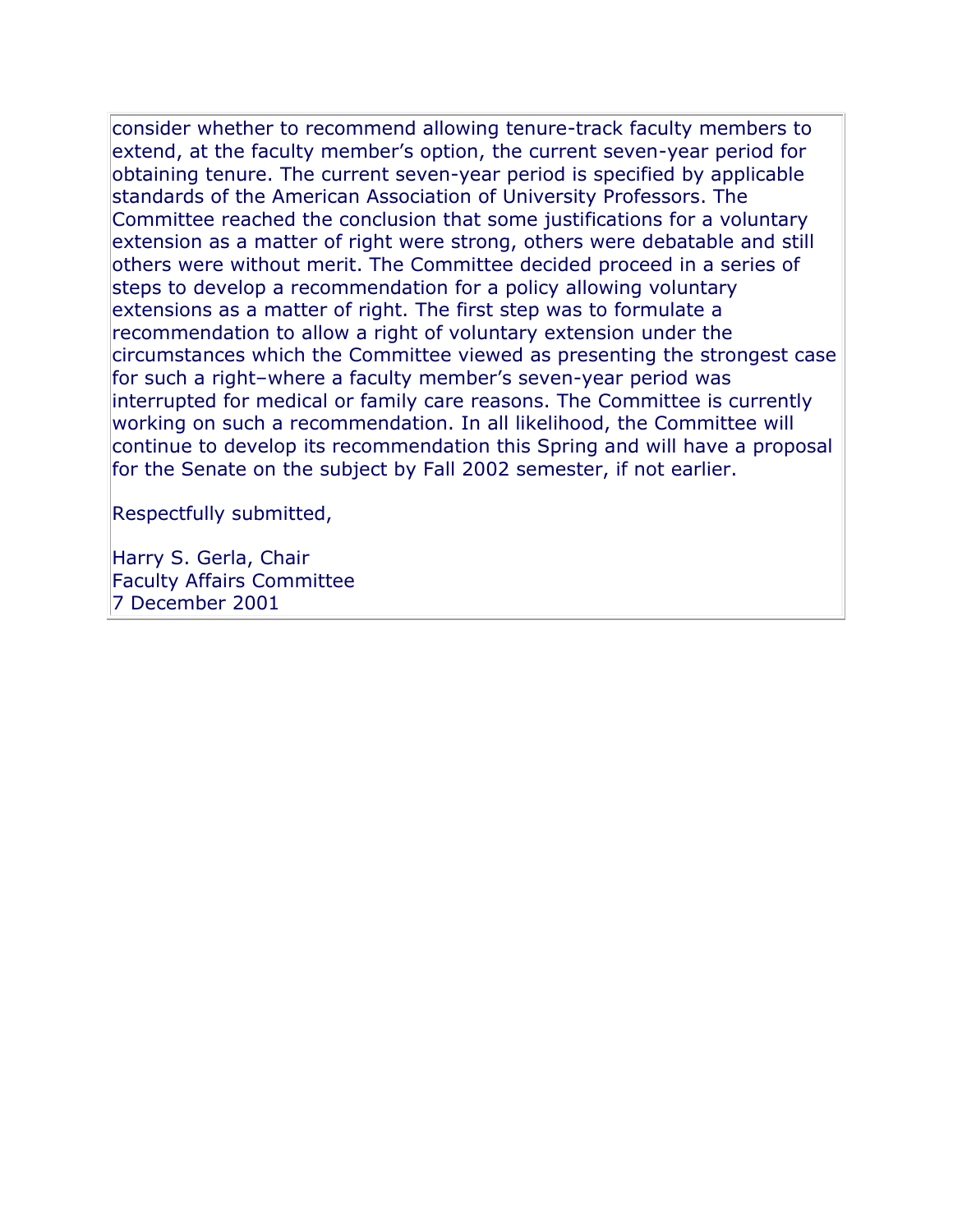consider whether to recommend allowing tenure-track faculty members to extend, at the faculty member's option, the current seven-year period for obtaining tenure. The current seven-year period is specified by applicable standards of the American Association of University Professors. The Committee reached the conclusion that some justifications for a voluntary extension as a matter of right were strong, others were debatable and still others were without merit. The Committee decided proceed in a series of steps to develop a recommendation for a policy allowing voluntary extensions as a matter of right. The first step was to formulate a recommendation to allow a right of voluntary extension under the circumstances which the Committee viewed as presenting the strongest case for such a right–where a faculty member's seven-year period was interrupted for medical or family care reasons. The Committee is currently working on such a recommendation. In all likelihood, the Committee will continue to develop its recommendation this Spring and will have a proposal for the Senate on the subject by Fall 2002 semester, if not earlier.

Respectfully submitted,

Harry S. Gerla, Chair
Faculty Affairs Committee
7 December 2001